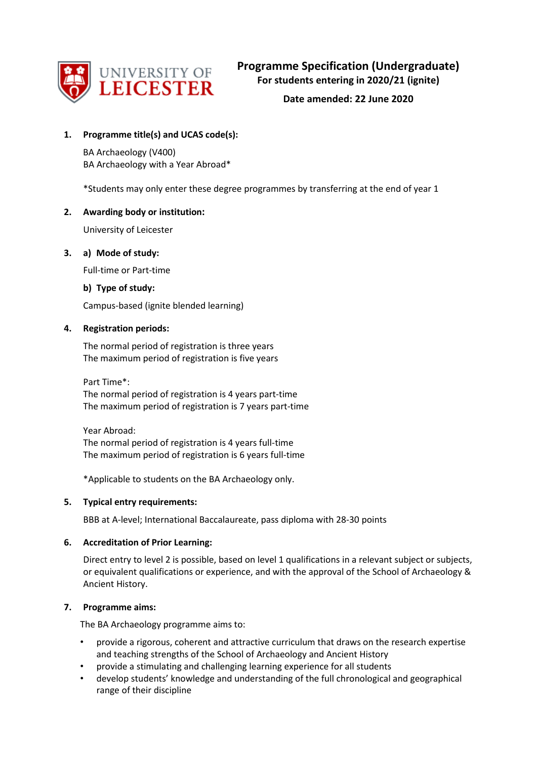UNIVERSITY OF LEICESTER

# Programme Specification (Undergraduate)

**For students entering in 2020/21 (ignite)**

**Date amended: 22 June 2020**

**1. Programme title(s) and UCAS code(s):**

BA Archaeology (V400)
BA Archaeology with a Year Abroad*

*Students may only enter these degree programmes by transferring at the end of year 1

**2. Awarding body or institution:**

University of Leicester

**3. a) Mode of study:**

Full-time or Part-time

**b) Type of study:**

Campus-based (ignite blended learning)

**4. Registration periods:**

The normal period of registration is three years
The maximum period of registration is five years

Part Time*:
The normal period of registration is 4 years part-time
The maximum period of registration is 7 years part-time

Year Abroad:
The normal period of registration is 4 years full-time
The maximum period of registration is 6 years full-time

*Applicable to students on the BA Archaeology only.

**5. Typical entry requirements:**

BBB at A-level; International Baccalaureate, pass diploma with 28-30 points

**6. Accreditation of Prior Learning:**

Direct entry to level 2 is possible, based on level 1 qualifications in a relevant subject or subjects, or equivalent qualifications or experience, and with the approval of the School of Archaeology & Ancient History.

**7. Programme aims:**

The BA Archaeology programme aims to:

- provide a rigorous, coherent and attractive curriculum that draws on the research expertise and teaching strengths of the School of Archaeology and Ancient History
- provide a stimulating and challenging learning experience for all students
- develop students' knowledge and understanding of the full chronological and geographical range of their discipline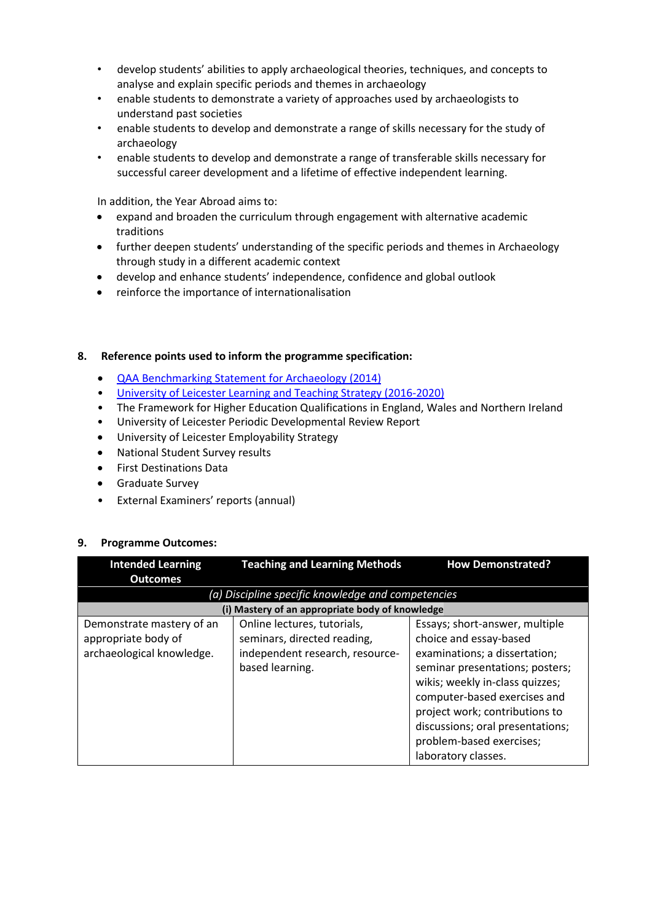- develop students' abilities to apply archaeological theories, techniques, and concepts to analyse and explain specific periods and themes in archaeology
- enable students to demonstrate a variety of approaches used by archaeologists to understand past societies
- enable students to develop and demonstrate a range of skills necessary for the study of archaeology
- enable students to develop and demonstrate a range of transferable skills necessary for successful career development and a lifetime of effective independent learning.

In addition, the Year Abroad aims to:

- expand and broaden the curriculum through engagement with alternative academic traditions
- further deepen students' understanding of the specific periods and themes in Archaeology through study in a different academic context
- develop and enhance students' independence, confidence and global outlook
- reinforce the importance of internationalisation

## 8. Reference points used to inform the programme specification:

- QAA Benchmarking Statement for Archaeology (2014)
- University of Leicester Learning and Teaching Strategy (2016-2020)
- The Framework for Higher Education Qualifications in England, Wales and Northern Ireland
- University of Leicester Periodic Developmental Review Report
- University of Leicester Employability Strategy
- National Student Survey results
- First Destinations Data
- Graduate Survey
- External Examiners' reports (annual)

## 9. Programme Outcomes:

| Intended Learning Outcomes | Teaching and Learning Methods | How Demonstrated? |
|---|---|---|
| *(a) Discipline specific knowledge and competencies* | | |
| **(i) Mastery of an appropriate body of knowledge** | | |
| Demonstrate mastery of an appropriate body of archaeological knowledge. | Online lectures, tutorials, seminars, directed reading, independent research, resource-based learning. | Essays; short-answer, multiple choice and essay-based examinations; a dissertation; seminar presentations; posters; wikis; weekly in-class quizzes; computer-based exercises and project work; contributions to discussions; oral presentations; problem-based exercises; laboratory classes. |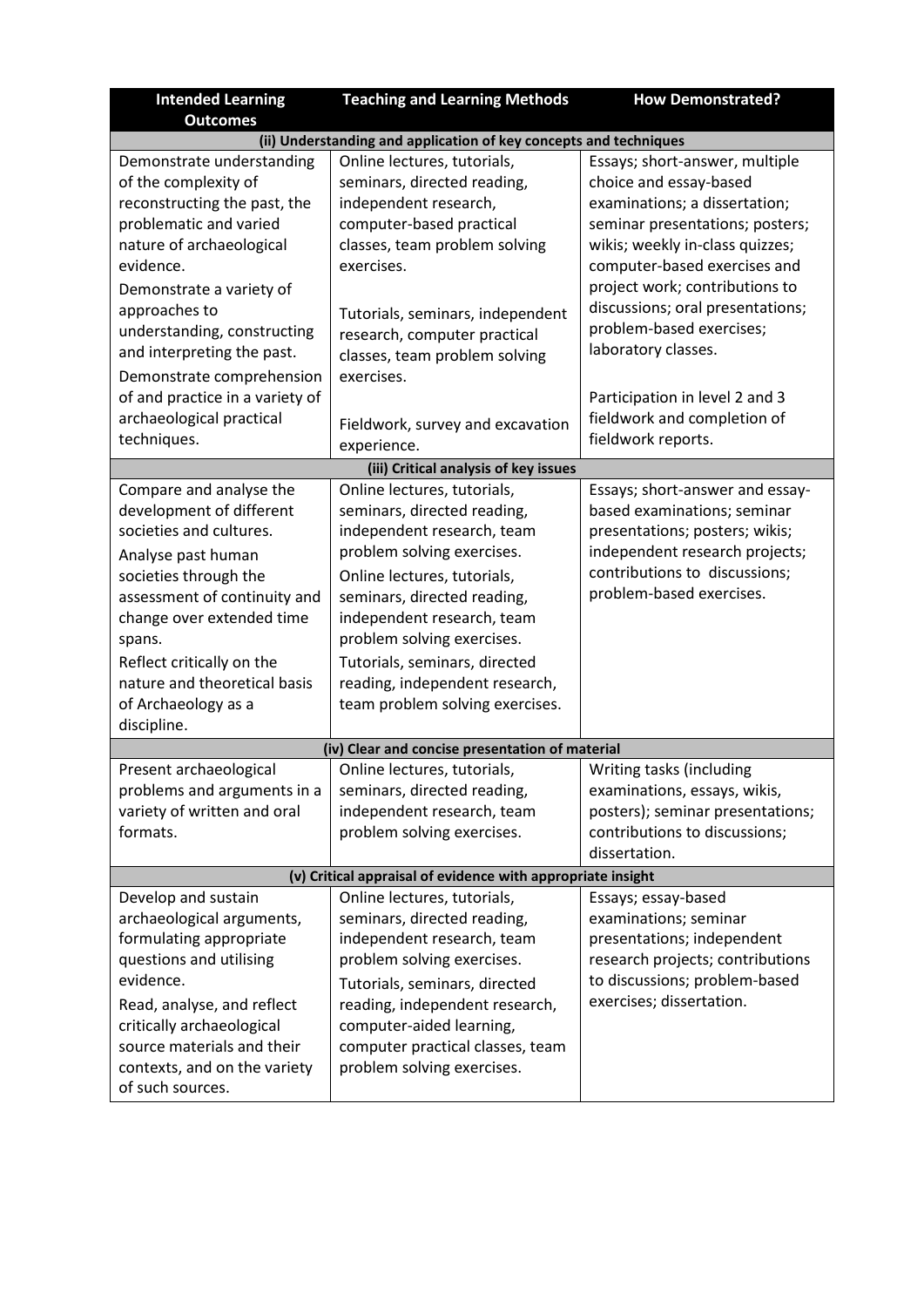| Intended Learning Outcomes | Teaching and Learning Methods | How Demonstrated? |
|---|---|---|
| **(ii) Understanding and application of key concepts and techniques** | | |
| Demonstrate understanding of the complexity of reconstructing the past, the problematic and varied nature of archaeological evidence. | Online lectures, tutorials, seminars, directed reading, independent research, computer-based practical classes, team problem solving exercises. | Essays; short-answer, multiple choice and essay-based examinations; a dissertation; seminar presentations; posters; wikis; weekly in-class quizzes; computer-based exercises and project work; contributions to discussions; oral presentations; problem-based exercises; laboratory classes. |
| Demonstrate a variety of approaches to understanding, constructing and interpreting the past. | Tutorials, seminars, independent research, computer practical classes, team problem solving exercises. | |
| Demonstrate comprehension of and practice in a variety of archaeological practical techniques. | Fieldwork, survey and excavation experience. | Participation in level 2 and 3 fieldwork and completion of fieldwork reports. |
| **(iii) Critical analysis of key issues** | | |
| Compare and analyse the development of different societies and cultures. | Online lectures, tutorials, seminars, directed reading, independent research, team problem solving exercises. | Essays; short-answer and essay-based examinations; seminar presentations; posters; wikis; independent research projects; contributions to discussions; problem-based exercises. |
| Analyse past human societies through the assessment of continuity and change over extended time spans. | Online lectures, tutorials, seminars, directed reading, independent research, team problem solving exercises. | |
| Reflect critically on the nature and theoretical basis of Archaeology as a discipline. | Tutorials, seminars, directed reading, independent research, team problem solving exercises. | |
| **(iv) Clear and concise presentation of material** | | |
| Present archaeological problems and arguments in a variety of written and oral formats. | Online lectures, tutorials, seminars, directed reading, independent research, team problem solving exercises. | Writing tasks (including examinations, essays, wikis, posters); seminar presentations; contributions to discussions; dissertation. |
| **(v) Critical appraisal of evidence with appropriate insight** | | |
| Develop and sustain archaeological arguments, formulating appropriate questions and utilising evidence. | Online lectures, tutorials, seminars, directed reading, independent research, team problem solving exercises. | Essays; essay-based examinations; seminar presentations; independent research projects; contributions to discussions; problem-based exercises; dissertation. |
| Read, analyse, and reflect critically archaeological source materials and their contexts, and on the variety of such sources. | Tutorials, seminars, directed reading, independent research, computer-aided learning, computer practical classes, team problem solving exercises. | |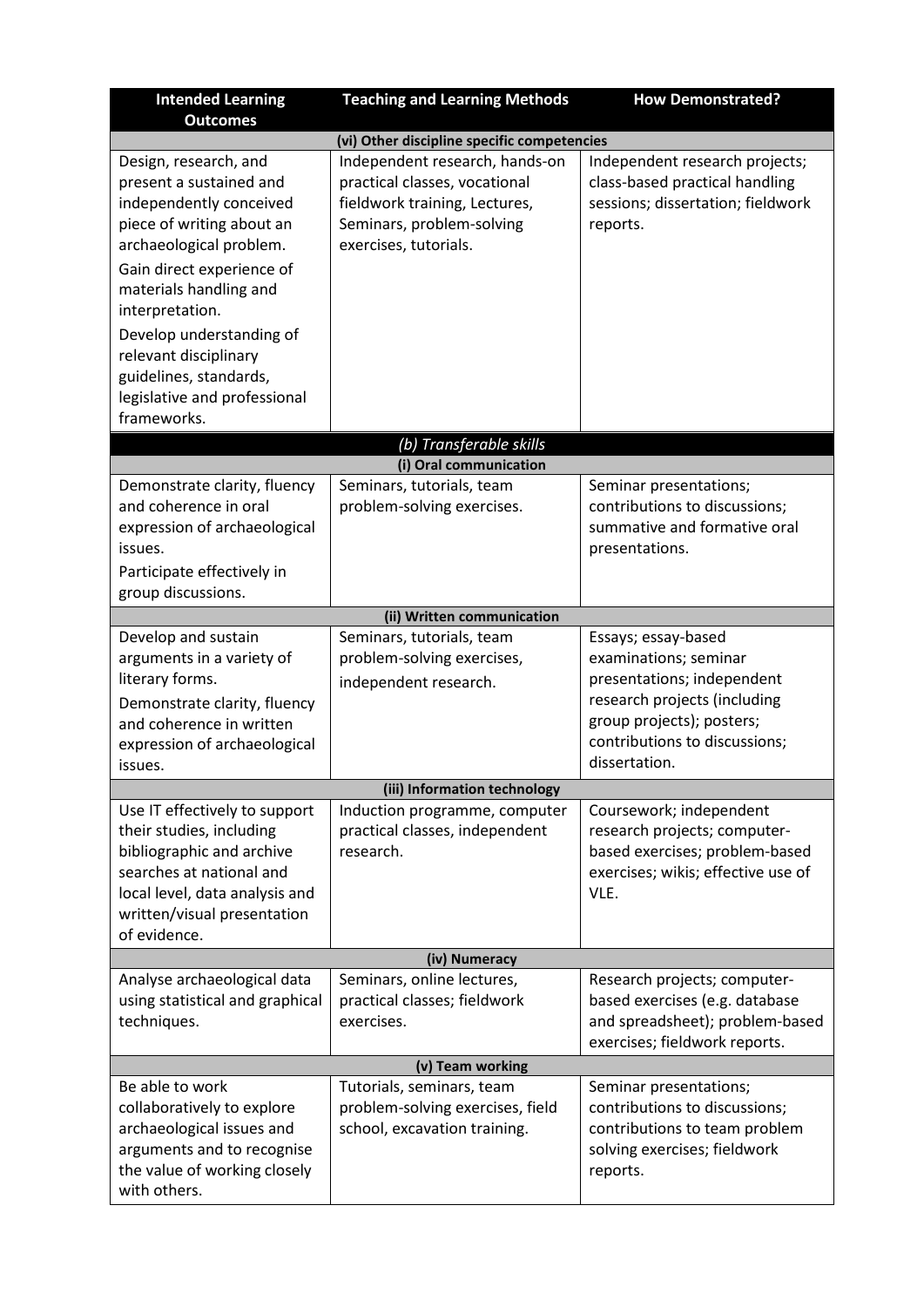| Intended Learning Outcomes | Teaching and Learning Methods | How Demonstrated? |
|---|---|---|
| **(vi) Other discipline specific competencies** | | |
| Design, research, and present a sustained and independently conceived piece of writing about an archaeological problem.<br>Gain direct experience of materials handling and interpretation.<br>Develop understanding of relevant disciplinary guidelines, standards, legislative and professional frameworks. | Independent research, hands-on practical classes, vocational fieldwork training, Lectures, Seminars, problem-solving exercises, tutorials. | Independent research projects; class-based practical handling sessions; dissertation; fieldwork reports. |
| ***(b) Transferable skills*** | | |
| **(i) Oral communication** | | |
| Demonstrate clarity, fluency and coherence in oral expression of archaeological issues.<br>Participate effectively in group discussions. | Seminars, tutorials, team problem-solving exercises. | Seminar presentations; contributions to discussions; summative and formative oral presentations. |
| **(ii) Written communication** | | |
| Develop and sustain arguments in a variety of literary forms.<br>Demonstrate clarity, fluency and coherence in written expression of archaeological issues. | Seminars, tutorials, team problem-solving exercises, independent research. | Essays; essay-based examinations; seminar presentations; independent research projects (including group projects); posters; contributions to discussions; dissertation. |
| **(iii) Information technology** | | |
| Use IT effectively to support their studies, including bibliographic and archive searches at national and local level, data analysis and written/visual presentation of evidence. | Induction programme, computer practical classes, independent research. | Coursework; independent research projects; computer-based exercises; problem-based exercises; wikis; effective use of VLE. |
| **(iv) Numeracy** | | |
| Analyse archaeological data using statistical and graphical techniques. | Seminars, online lectures, practical classes; fieldwork exercises. | Research projects; computer-based exercises (e.g. database and spreadsheet); problem-based exercises; fieldwork reports. |
| **(v) Team working** | | |
| Be able to work collaboratively to explore archaeological issues and arguments and to recognise the value of working closely with others. | Tutorials, seminars, team problem-solving exercises, field school, excavation training. | Seminar presentations; contributions to discussions; contributions to team problem solving exercises; fieldwork reports. |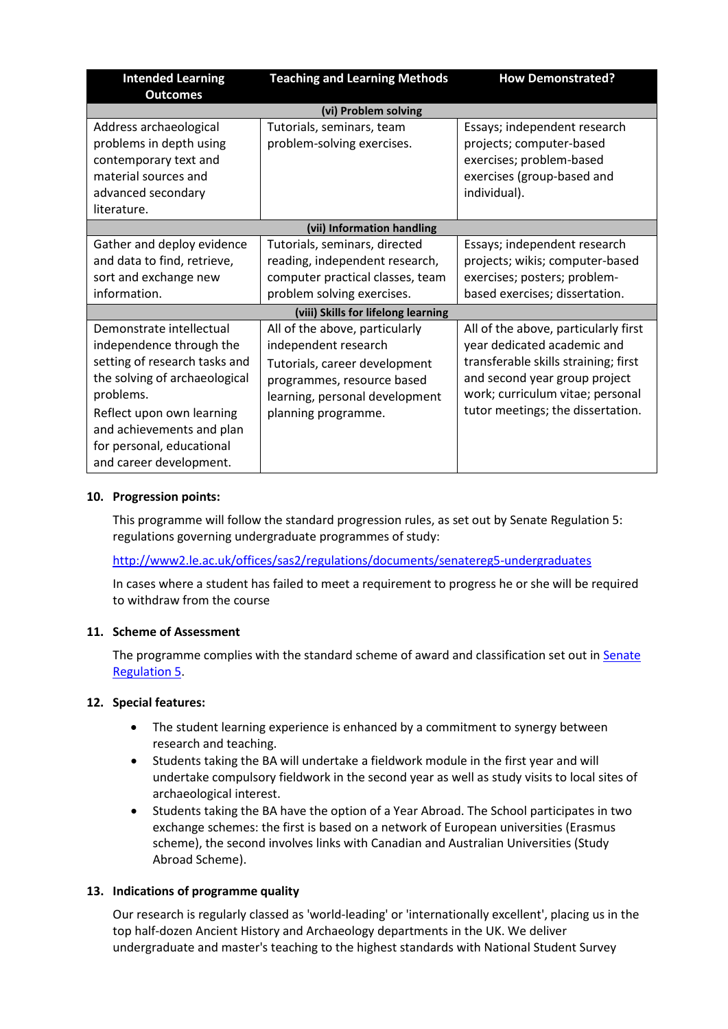| Intended Learning Outcomes | Teaching and Learning Methods | How Demonstrated? |
|---|---|---|
| **(vi) Problem solving** | | |
| Address archaeological problems in depth using contemporary text and material sources and advanced secondary literature. | Tutorials, seminars, team problem-solving exercises. | Essays; independent research projects; computer-based exercises; problem-based exercises (group-based and individual). |
| **(vii) Information handling** | | |
| Gather and deploy evidence and data to find, retrieve, sort and exchange new information. | Tutorials, seminars, directed reading, independent research, computer practical classes, team problem solving exercises. | Essays; independent research projects; wikis; computer-based exercises; posters; problem-based exercises; dissertation. |
| **(viii) Skills for lifelong learning** | | |
| Demonstrate intellectual independence through the setting of research tasks and the solving of archaeological problems.<br>Reflect upon own learning and achievements and plan for personal, educational and career development. | All of the above, particularly independent research<br>Tutorials, career development programmes, resource based learning, personal development planning programme. | All of the above, particularly first year dedicated academic and transferable skills straining; first and second year group project work; curriculum vitae; personal tutor meetings; the dissertation. |

## 10. Progression points:

This programme will follow the standard progression rules, as set out by Senate Regulation 5: regulations governing undergraduate programmes of study:

http://www2.le.ac.uk/offices/sas2/regulations/documents/senatereg5-undergraduates

In cases where a student has failed to meet a requirement to progress he or she will be required to withdraw from the course

## 11. Scheme of Assessment

The programme complies with the standard scheme of award and classification set out in Senate Regulation 5.

## 12. Special features:

- The student learning experience is enhanced by a commitment to synergy between research and teaching.
- Students taking the BA will undertake a fieldwork module in the first year and will undertake compulsory fieldwork in the second year as well as study visits to local sites of archaeological interest.
- Students taking the BA have the option of a Year Abroad. The School participates in two exchange schemes: the first is based on a network of European universities (Erasmus scheme), the second involves links with Canadian and Australian Universities (Study Abroad Scheme).

## 13. Indications of programme quality

Our research is regularly classed as 'world-leading' or 'internationally excellent', placing us in the top half-dozen Ancient History and Archaeology departments in the UK. We deliver undergraduate and master's teaching to the highest standards with National Student Survey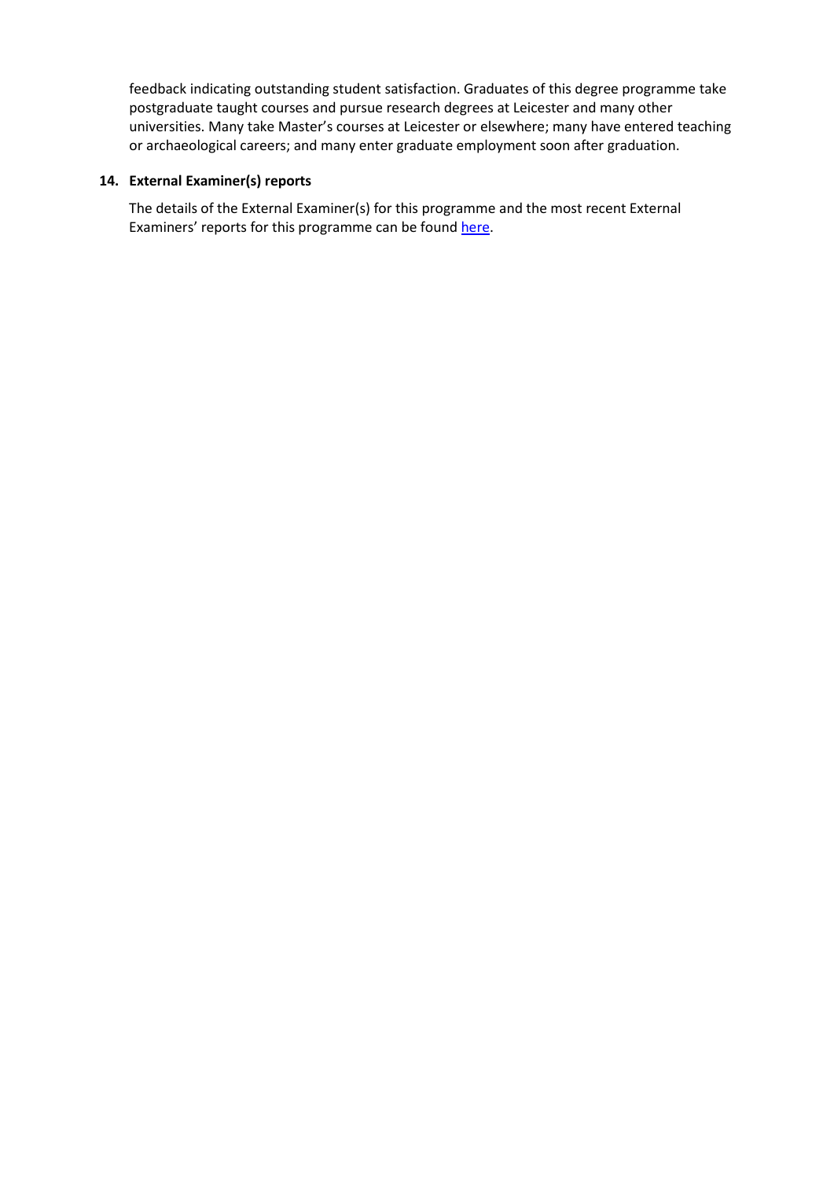feedback indicating outstanding student satisfaction. Graduates of this degree programme take postgraduate taught courses and pursue research degrees at Leicester and many other universities. Many take Master's courses at Leicester or elsewhere; many have entered teaching or archaeological careers; and many enter graduate employment soon after graduation.

**14. External Examiner(s) reports**

The details of the External Examiner(s) for this programme and the most recent External Examiners' reports for this programme can be found here.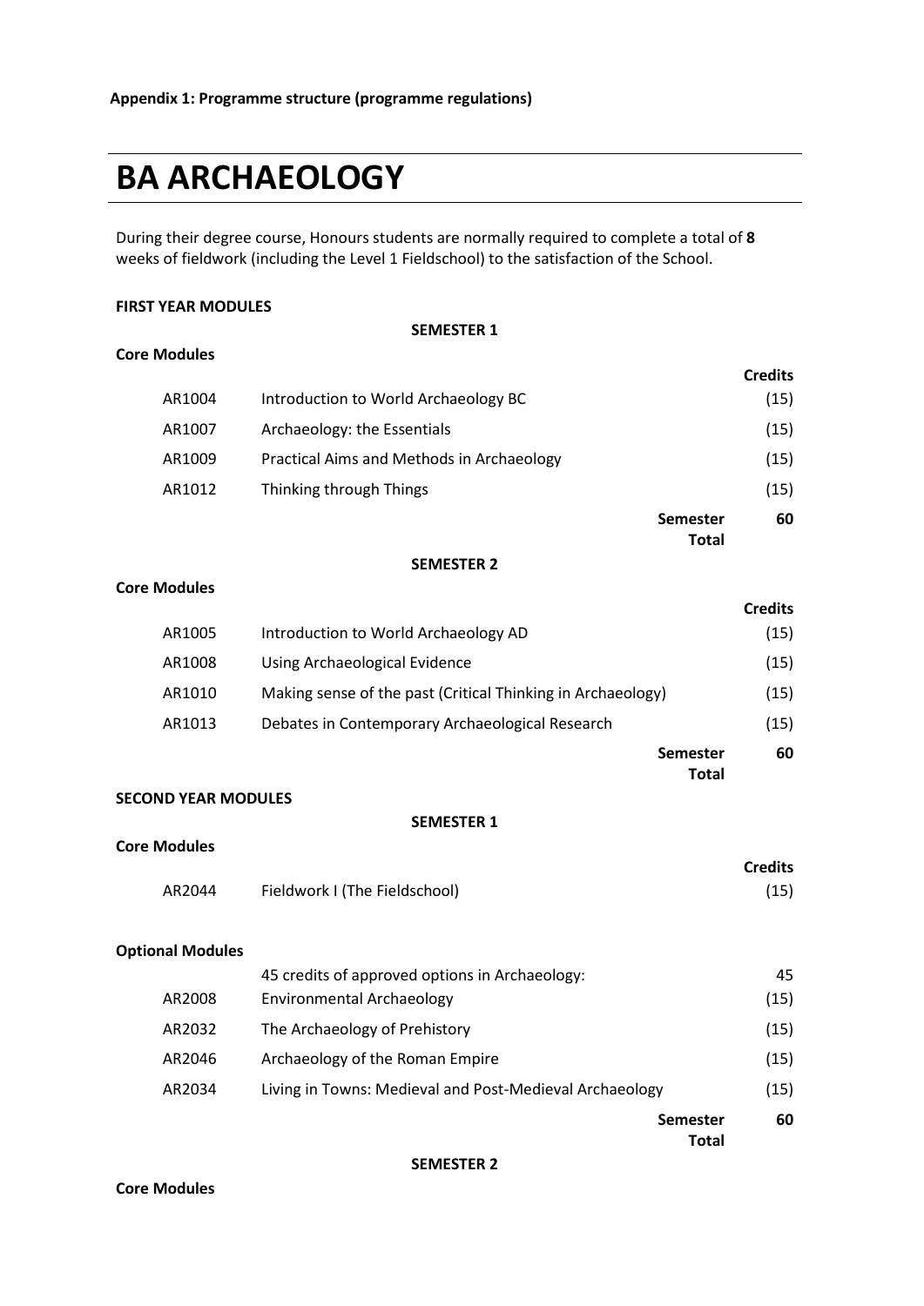**Appendix 1: Programme structure (programme regulations)**

# BA ARCHAEOLOGY

During their degree course, Honours students are normally required to complete a total of **8** weeks of fieldwork (including the Level 1 Fieldschool) to the satisfaction of the School.

**FIRST YEAR MODULES**

**SEMESTER 1**

**Core Modules**

| | | **Credits** |
|---|---|---|
| AR1004 | Introduction to World Archaeology BC | (15) |
| AR1007 | Archaeology: the Essentials | (15) |
| AR1009 | Practical Aims and Methods in Archaeology | (15) |
| AR1012 | Thinking through Things | (15) |
| | **Semester Total** | **60** |

**SEMESTER 2**

**Core Modules**

| | | **Credits** |
|---|---|---|
| AR1005 | Introduction to World Archaeology AD | (15) |
| AR1008 | Using Archaeological Evidence | (15) |
| AR1010 | Making sense of the past (Critical Thinking in Archaeology) | (15) |
| AR1013 | Debates in Contemporary Archaeological Research | (15) |
| | **Semester Total** | **60** |

**SECOND YEAR MODULES**

**SEMESTER 1**

**Core Modules**

| | | **Credits** |
|---|---|---|
| AR2044 | Fieldwork I (The Fieldschool) | (15) |

**Optional Modules**

| | | |
|---|---|---|
| | 45 credits of approved options in Archaeology: | 45 |
| AR2008 | Environmental Archaeology | (15) |
| AR2032 | The Archaeology of Prehistory | (15) |
| AR2046 | Archaeology of the Roman Empire | (15) |
| AR2034 | Living in Towns: Medieval and Post-Medieval Archaeology | (15) |
| | **Semester Total** | **60** |

**SEMESTER 2**

**Core Modules**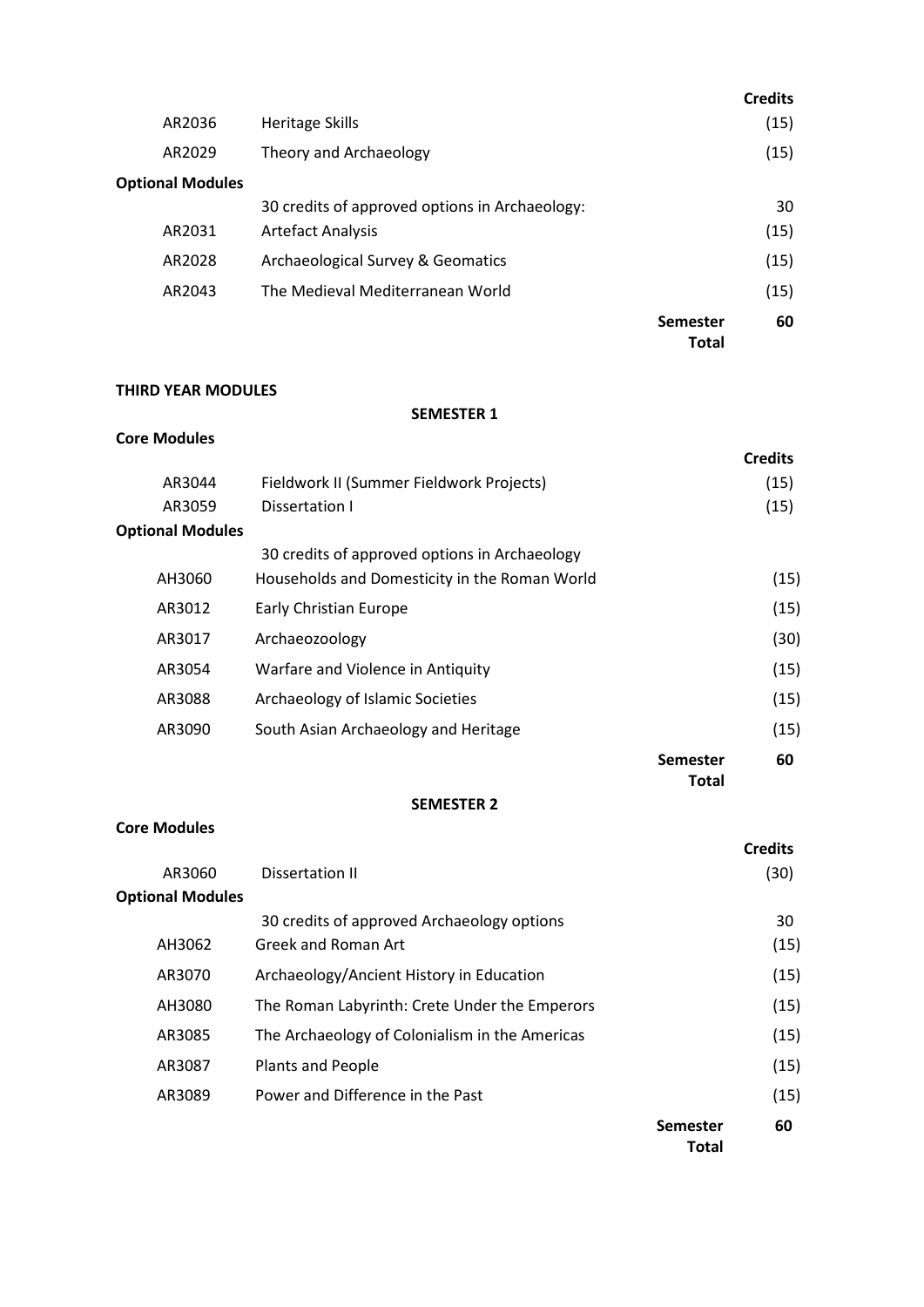| | | | Credits |
|---|---|---|---|
| AR2036 | Heritage Skills | | (15) |
| AR2029 | Theory and Archaeology | | (15) |
| **Optional Modules** | | | |
| | 30 credits of approved options in Archaeology: | | 30 |
| AR2031 | Artefact Analysis | | (15) |
| AR2028 | Archaeological Survey & Geomatics | | (15) |
| AR2043 | The Medieval Mediterranean World | | (15) |
| | | **Semester Total** | **60** |

**THIRD YEAR MODULES**

**SEMESTER 1**

**Core Modules**

| | | | Credits |
|---|---|---|---|
| AR3044 | Fieldwork II (Summer Fieldwork Projects) | | (15) |
| AR3059 | Dissertation I | | (15) |
| **Optional Modules** | | | |
| | 30 credits of approved options in Archaeology | | |
| AH3060 | Households and Domesticity in the Roman World | | (15) |
| AR3012 | Early Christian Europe | | (15) |
| AR3017 | Archaeozoology | | (30) |
| AR3054 | Warfare and Violence in Antiquity | | (15) |
| AR3088 | Archaeology of Islamic Societies | | (15) |
| AR3090 | South Asian Archaeology and Heritage | | (15) |
| | | **Semester Total** | **60** |

**SEMESTER 2**

**Core Modules**

| | | | Credits |
|---|---|---|---|
| AR3060 | Dissertation II | | (30) |
| **Optional Modules** | | | |
| | 30 credits of approved Archaeology options | | 30 |
| AH3062 | Greek and Roman Art | | (15) |
| AR3070 | Archaeology/Ancient History in Education | | (15) |
| AH3080 | The Roman Labyrinth: Crete Under the Emperors | | (15) |
| AR3085 | The Archaeology of Colonialism in the Americas | | (15) |
| AR3087 | Plants and People | | (15) |
| AR3089 | Power and Difference in the Past | | (15) |
| | | **Semester Total** | **60** |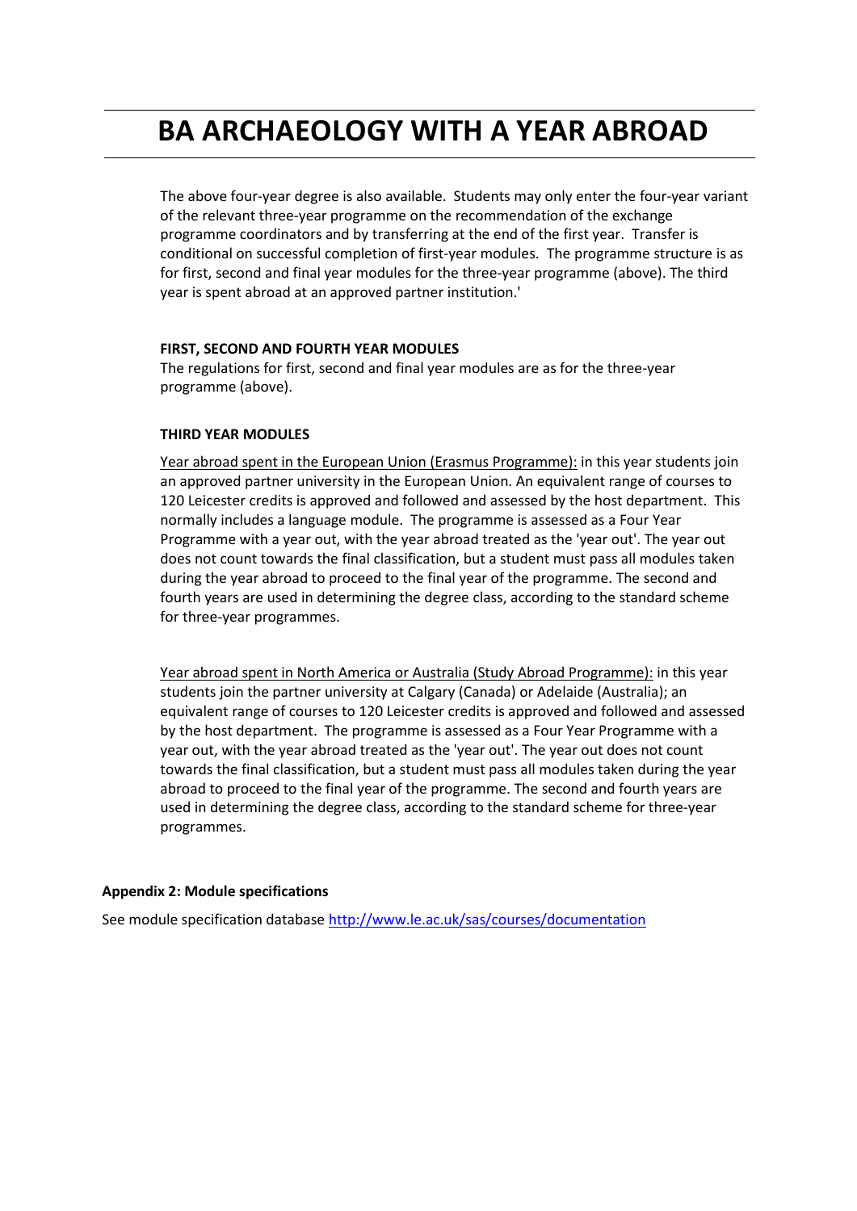# BA ARCHAEOLOGY WITH A YEAR ABROAD

The above four-year degree is also available. Students may only enter the four-year variant of the relevant three-year programme on the recommendation of the exchange programme coordinators and by transferring at the end of the first year. Transfer is conditional on successful completion of first-year modules. The programme structure is as for first, second and final year modules for the three-year programme (above). The third year is spent abroad at an approved partner institution.'

**FIRST, SECOND AND FOURTH YEAR MODULES**

The regulations for first, second and final year modules are as for the three-year programme (above).

**THIRD YEAR MODULES**

Year abroad spent in the European Union (Erasmus Programme): in this year students join an approved partner university in the European Union. An equivalent range of courses to 120 Leicester credits is approved and followed and assessed by the host department. This normally includes a language module. The programme is assessed as a Four Year Programme with a year out, with the year abroad treated as the 'year out'. The year out does not count towards the final classification, but a student must pass all modules taken during the year abroad to proceed to the final year of the programme. The second and fourth years are used in determining the degree class, according to the standard scheme for three-year programmes.

Year abroad spent in North America or Australia (Study Abroad Programme): in this year students join the partner university at Calgary (Canada) or Adelaide (Australia); an equivalent range of courses to 120 Leicester credits is approved and followed and assessed by the host department. The programme is assessed as a Four Year Programme with a year out, with the year abroad treated as the 'year out'. The year out does not count towards the final classification, but a student must pass all modules taken during the year abroad to proceed to the final year of the programme. The second and fourth years are used in determining the degree class, according to the standard scheme for three-year programmes.

**Appendix 2: Module specifications**

See module specification database http://www.le.ac.uk/sas/courses/documentation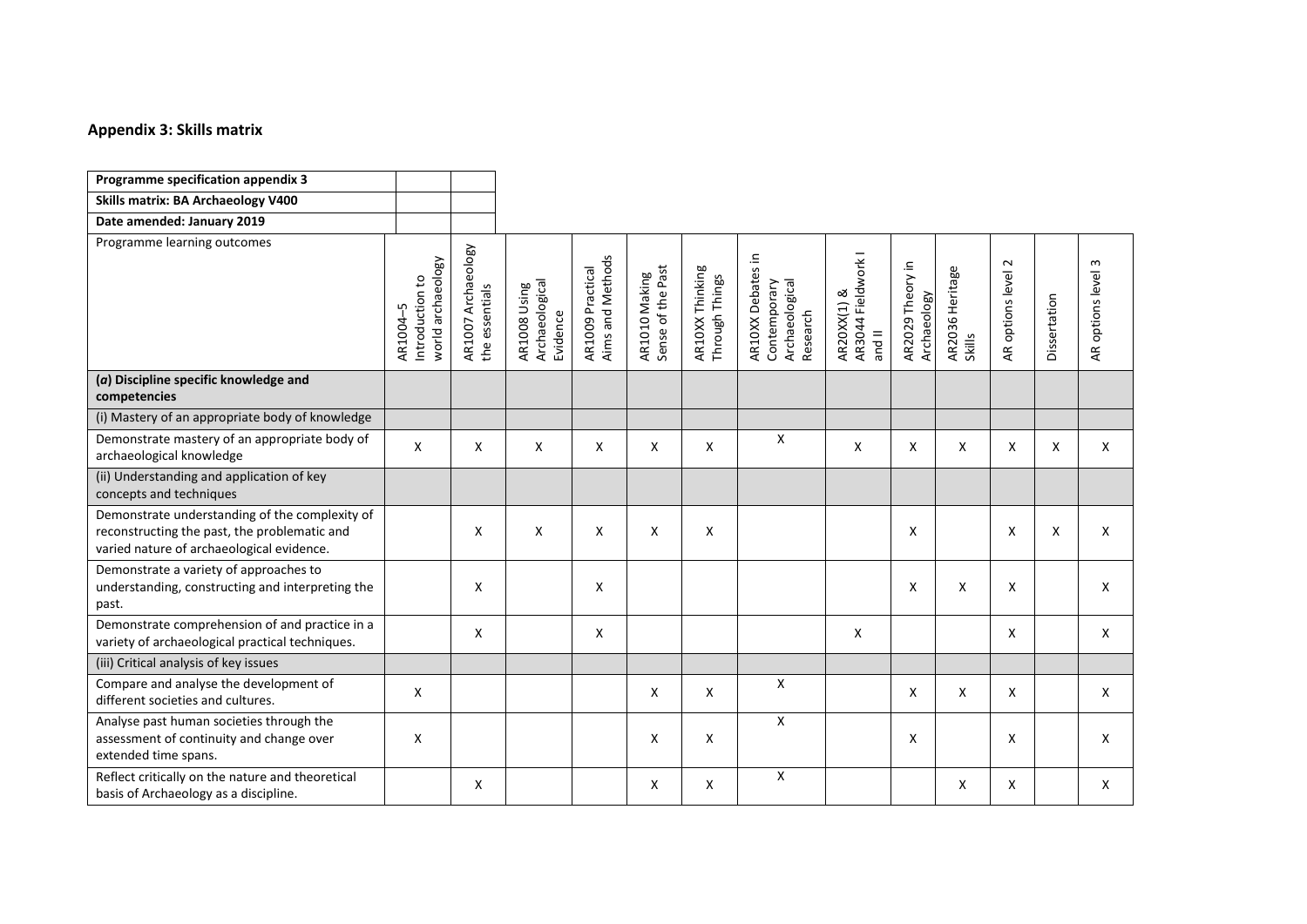## Appendix 3: Skills matrix

| Programme specification appendix 3 | | |
|---|---|---|
| **Skills matrix: BA Archaeology V400** | | |
| **Date amended: January 2019** | | |

| Programme learning outcomes | AR1004–5 Introduction to world archaeology | AR1007 Archaeology the essentials | AR1008 Using Archaeological Evidence | AR1009 Practical Aims and Methods | AR1010 Making Sense of the Past | AR10XX Thinking Through Things | AR10XX Debates in Contemporary Archaeological Research | AR20XX(1) & AR3044 Fieldwork I and II | AR2029 Theory in Archaeology | AR2036 Heritage Skills | AR options level 2 | Dissertation | AR options level 3 |
|---|---|---|---|---|---|---|---|---|---|---|---|---|---|
| **(*a*) Discipline specific knowledge and competencies** | | | | | | | | | | | | | |
| (i) Mastery of an appropriate body of knowledge | | | | | | | | | | | | | |
| Demonstrate mastery of an appropriate body of archaeological knowledge | X | X | X | X | X | X | X | X | X | X | X | X | X |
| (ii) Understanding and application of key concepts and techniques | | | | | | | | | | | | | |
| Demonstrate understanding of the complexity of reconstructing the past, the problematic and varied nature of archaeological evidence. | | X | X | X | X | X | | | X | | X | X | X |
| Demonstrate a variety of approaches to understanding, constructing and interpreting the past. | | X | | X | | | | | X | X | X | | X |
| Demonstrate comprehension of and practice in a variety of archaeological practical techniques. | | X | | X | | | | X | | | X | | X |
| (iii) Critical analysis of key issues | | | | | | | | | | | | | |
| Compare and analyse the development of different societies and cultures. | X | | | | X | X | X | | X | X | X | | X |
| Analyse past human societies through the assessment of continuity and change over extended time spans. | X | | | | X | X | X | | X | | X | | X |
| Reflect critically on the nature and theoretical basis of Archaeology as a discipline. | | X | | | X | X | X | | | X | X | | X |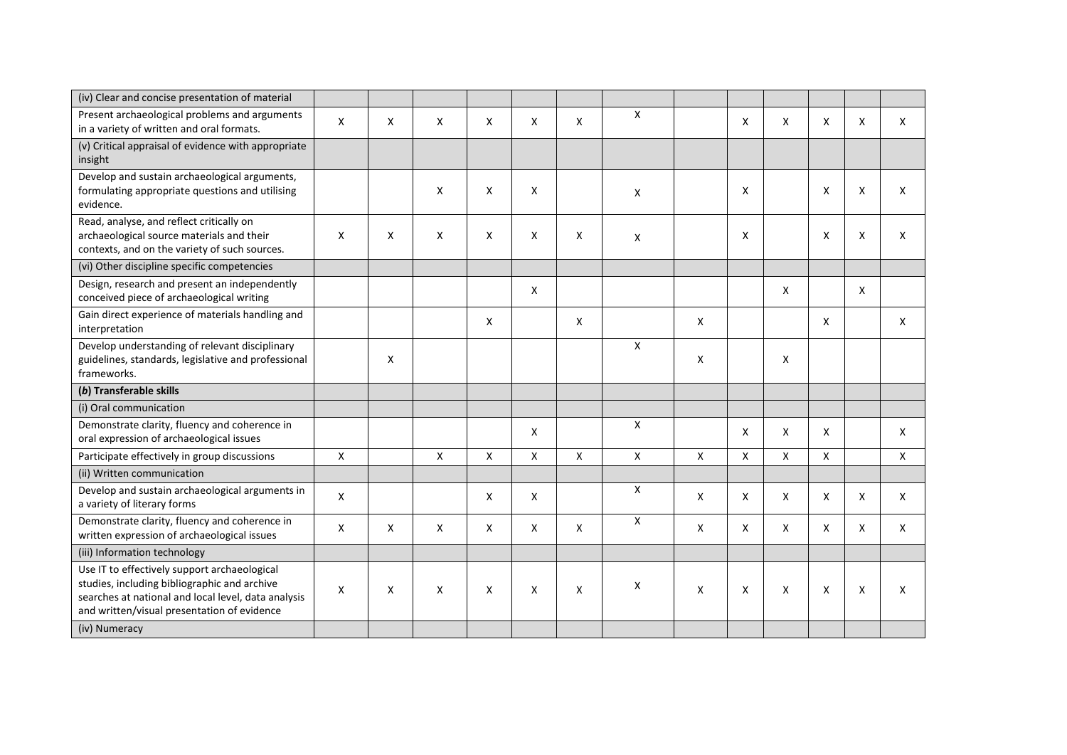| (iv) Clear and concise presentation of material | | | | | | | | | | | | | |
|---|---|---|---|---|---|---|---|---|---|---|---|---|---|
| Present archaeological problems and arguments in a variety of written and oral formats. | X | X | X | X | X | X | X | | X | X | X | X | X |
| (v) Critical appraisal of evidence with appropriate insight | | | | | | | | | | | | | |
| Develop and sustain archaeological arguments, formulating appropriate questions and utilising evidence. | | | X | X | X | | X | | X | | X | X | X |
| Read, analyse, and reflect critically on archaeological source materials and their contexts, and on the variety of such sources. | X | X | X | X | X | X | X | | X | | X | X | X |
| (vi) Other discipline specific competencies | | | | | | | | | | | | | |
| Design, research and present an independently conceived piece of archaeological writing | | | | | X | | | | | X | | X | |
| Gain direct experience of materials handling and interpretation | | | | X | | X | | X | | | X | | X |
| Develop understanding of relevant disciplinary guidelines, standards, legislative and professional frameworks. | | X | | | | | X | X | | X | | | |
| **(*b*) Transferable skills** | | | | | | | | | | | | | |
| (i) Oral communication | | | | | | | | | | | | | |
| Demonstrate clarity, fluency and coherence in oral expression of archaeological issues | | | | | X | | X | | X | X | X | | X |
| Participate effectively in group discussions | X | | X | X | X | X | X | X | X | X | X | | X |
| (ii) Written communication | | | | | | | | | | | | | |
| Develop and sustain archaeological arguments in a variety of literary forms | X | | | X | X | | X | X | X | X | X | X | X |
| Demonstrate clarity, fluency and coherence in written expression of archaeological issues | X | X | X | X | X | X | X | X | X | X | X | X | X |
| (iii) Information technology | | | | | | | | | | | | | |
| Use IT to effectively support archaeological studies, including bibliographic and archive searches at national and local level, data analysis and written/visual presentation of evidence | X | X | X | X | X | X | X | X | X | X | X | X | X |
| (iv) Numeracy | | | | | | | | | | | | | |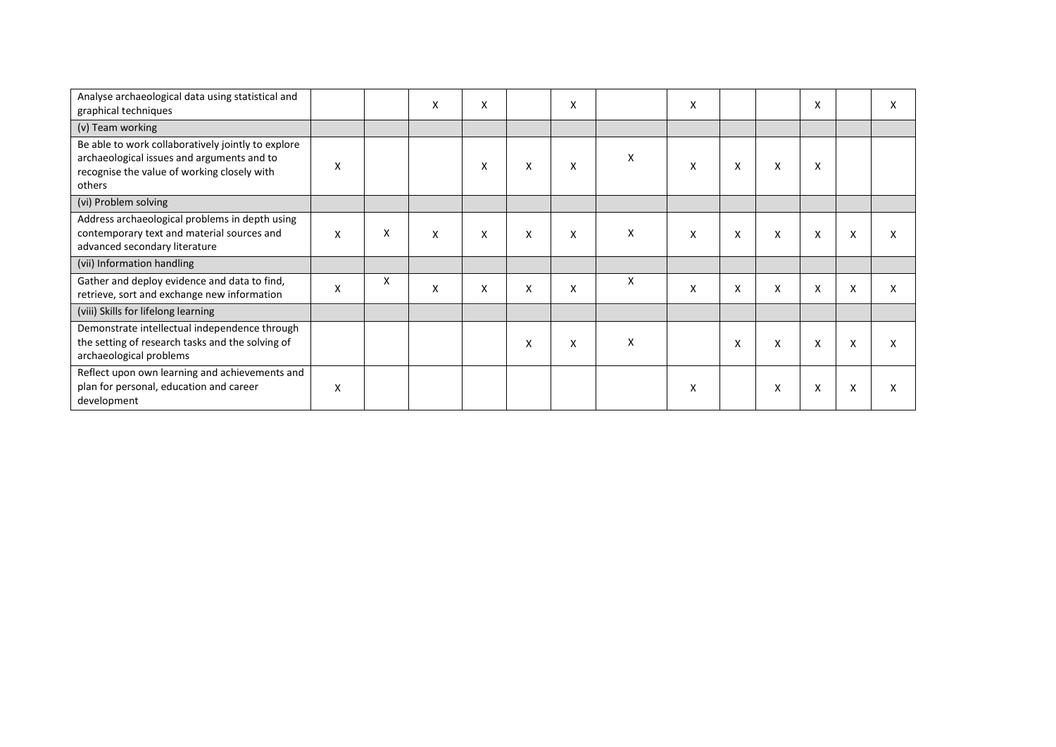| | | | | | | | | | | | | | |
|---|---|---|---|---|---|---|---|---|---|---|---|---|---|
| Analyse archaeological data using statistical and graphical techniques | | | X | X | | X | | X | | | X | | X |
| (v) Team working | | | | | | | | | | | | | |
| Be able to work collaboratively jointly to explore archaeological issues and arguments and to recognise the value of working closely with others | X | | | X | X | X | X | X | X | X | X | | |
| (vi) Problem solving | | | | | | | | | | | | | |
| Address archaeological problems in depth using contemporary text and material sources and advanced secondary literature | X | X | X | X | X | X | X | X | X | X | X | X | X |
| (vii) Information handling | | | | | | | | | | | | | |
| Gather and deploy evidence and data to find, retrieve, sort and exchange new information | X | X | X | X | X | X | X | X | X | X | X | X | X |
| (viii) Skills for lifelong learning | | | | | | | | | | | | | |
| Demonstrate intellectual independence through the setting of research tasks and the solving of archaeological problems | | | | | X | X | X | | X | X | X | X | X |
| Reflect upon own learning and achievements and plan for personal, education and career development | X | | | | | | | X | | X | X | X | X |